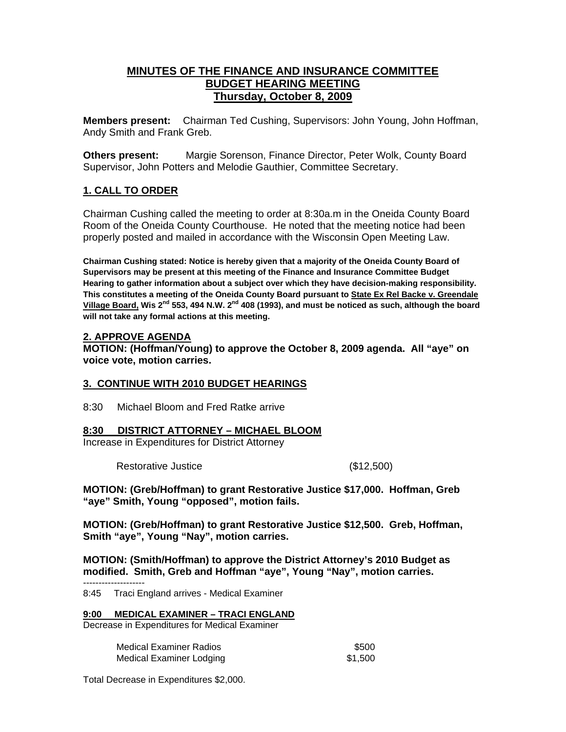# MINUTES OF THE FINANCE AND INSURANCE COMMITTEE BUDGET HEARING MEETING Thursday, October 8, 2009

**Members present:** Chairman Ted Cushing, Supervisors: John Young, John Hoffman, Andy Smith and Frank Greb.

**Others present:** Margie Sorenson, Finance Director, Peter Wolk, County Board Supervisor, John Potters and Melodie Gauthier, Committee Secretary.

## 1. CALL TO ORDER

Chairman Cushing called the meeting to order at 8:30a.m in the Oneida County Board Room of the Oneida County Courthouse. He noted that the meeting notice had been properly posted and mailed in accordance with the Wisconsin Open Meeting Law.

**Chairman Cushing stated: Notice is hereby given that a majority of the Oneida County Board of Supervisors may be present at this meeting of the Finance and Insurance Committee Budget Hearing to gather information about a subject over which they have decision-making responsibility. This constitutes a meeting of the Oneida County Board pursuant to State Ex Rel Backe v. Greendale Village Board, Wis 2nd 553, 494 N.W. 2nd 408 (1993), and must be noticed as such, although the board will not take any formal actions at this meeting.**

## 2. APPROVE AGENDA

**MOTION: (Hoffman/Young) to approve the October 8, 2009 agenda. All "aye" on voice vote, motion carries.**

## 3. CONTINUE WITH 2010 BUDGET HEARINGS

8:30 Michael Bloom and Fred Ratke arrive

### 8:30 DISTRICT ATTORNEY – MICHAEL BLOOM

Increase in Expenditures for District Attorney

| | |
|---|---|
| Restorative Justice | ($12,500) |

**MOTION: (Greb/Hoffman) to grant Restorative Justice $17,000. Hoffman, Greb "aye" Smith, Young "opposed", motion fails.**

**MOTION: (Greb/Hoffman) to grant Restorative Justice $12,500. Greb, Hoffman, Smith "aye", Young "Nay", motion carries.**

**MOTION: (Smith/Hoffman) to approve the District Attorney's 2010 Budget as modified. Smith, Greb and Hoffman "aye", Young "Nay", motion carries.**

--------------------

8:45 Traci England arrives - Medical Examiner

### 9:00 MEDICAL EXAMINER – TRACI ENGLAND

Decrease in Expenditures for Medical Examiner

| | |
|---|---|
| Medical Examiner Radios | $500 |
| Medical Examiner Lodging | $1,500 |

Total Decrease in Expenditures $2,000.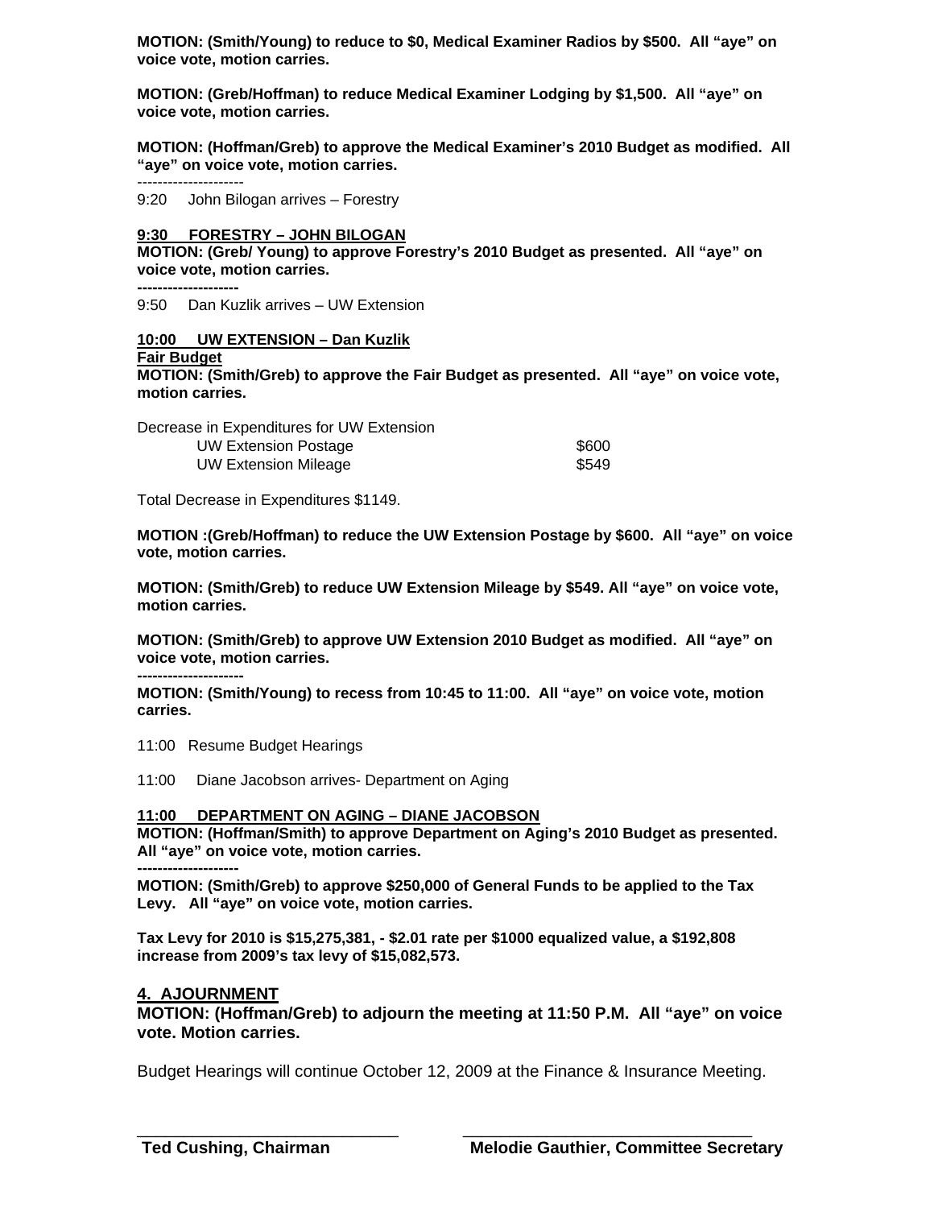**MOTION: (Smith/Young) to reduce to $0, Medical Examiner Radios by $500. All "aye" on voice vote, motion carries.**

**MOTION: (Greb/Hoffman) to reduce Medical Examiner Lodging by $1,500. All "aye" on voice vote, motion carries.**

**MOTION: (Hoffman/Greb) to approve the Medical Examiner's 2010 Budget as modified. All "aye" on voice vote, motion carries.**

---------------------

9:20 John Bilogan arrives – Forestry

**9:30 FORESTRY – JOHN BILOGAN**

**MOTION: (Greb/ Young) to approve Forestry's 2010 Budget as presented. All "aye" on voice vote, motion carries.**

--------------------

9:50 Dan Kuzlik arrives – UW Extension

**10:00 UW EXTENSION – Dan Kuzlik**

**Fair Budget**

**MOTION: (Smith/Greb) to approve the Fair Budget as presented. All "aye" on voice vote, motion carries.**

Decrease in Expenditures for UW Extension

| | |
|---|---|
| UW Extension Postage | $600 |
| UW Extension Mileage | $549 |

Total Decrease in Expenditures $1149.

**MOTION :(Greb/Hoffman) to reduce the UW Extension Postage by $600. All "aye" on voice vote, motion carries.**

**MOTION: (Smith/Greb) to reduce UW Extension Mileage by $549. All "aye" on voice vote, motion carries.**

**MOTION: (Smith/Greb) to approve UW Extension 2010 Budget as modified. All "aye" on voice vote, motion carries.**

---------------------

**MOTION: (Smith/Young) to recess from 10:45 to 11:00. All "aye" on voice vote, motion carries.**

11:00 Resume Budget Hearings

11:00 Diane Jacobson arrives- Department on Aging

**11:00 DEPARTMENT ON AGING – DIANE JACOBSON**

**MOTION: (Hoffman/Smith) to approve Department on Aging's 2010 Budget as presented. All "aye" on voice vote, motion carries.**

--------------------

**MOTION: (Smith/Greb) to approve $250,000 of General Funds to be applied to the Tax Levy. All "aye" on voice vote, motion carries.**

**Tax Levy for 2010 is $15,275,381, - $2.01 rate per $1000 equalized value, a $192,808 increase from 2009's tax levy of $15,082,573.**

## 4. AJOURNMENT

**MOTION: (Hoffman/Greb) to adjourn the meeting at 11:50 P.M. All "aye" on voice vote. Motion carries.**

Budget Hearings will continue October 12, 2009 at the Finance & Insurance Meeting.

**Ted Cushing, Chairman** **Melodie Gauthier, Committee Secretary**